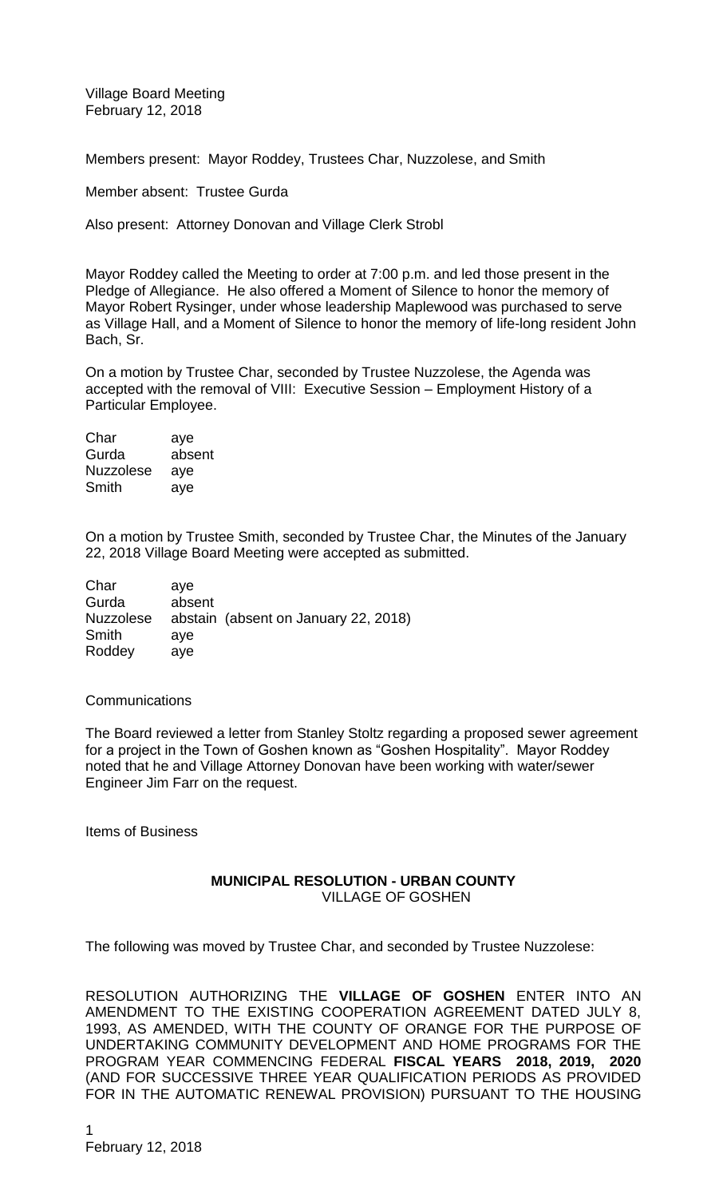Village Board Meeting
February 12, 2018

Members present: Mayor Roddey, Trustees Char, Nuzzolese, and Smith

Member absent: Trustee Gurda

Also present: Attorney Donovan and Village Clerk Strobl

Mayor Roddey called the Meeting to order at 7:00 p.m. and led those present in the Pledge of Allegiance. He also offered a Moment of Silence to honor the memory of Mayor Robert Rysinger, under whose leadership Maplewood was purchased to serve as Village Hall, and a Moment of Silence to honor the memory of life-long resident John Bach, Sr.

On a motion by Trustee Char, seconded by Trustee Nuzzolese, the Agenda was accepted with the removal of VIII: Executive Session – Employment History of a Particular Employee.

| | |
|---|---|
| Char | aye |
| Gurda | absent |
| Nuzzolese | aye |
| Smith | aye |

On a motion by Trustee Smith, seconded by Trustee Char, the Minutes of the January 22, 2018 Village Board Meeting were accepted as submitted.

| | |
|---|---|
| Char | aye |
| Gurda | absent |
| Nuzzolese | abstain (absent on January 22, 2018) |
| Smith | aye |
| Roddey | aye |

Communications

The Board reviewed a letter from Stanley Stoltz regarding a proposed sewer agreement for a project in the Town of Goshen known as "Goshen Hospitality". Mayor Roddey noted that he and Village Attorney Donovan have been working with water/sewer Engineer Jim Farr on the request.

Items of Business

**MUNICIPAL RESOLUTION - URBAN COUNTY**
VILLAGE OF GOSHEN

The following was moved by Trustee Char, and seconded by Trustee Nuzzolese:

RESOLUTION AUTHORIZING THE **VILLAGE OF GOSHEN** ENTER INTO AN AMENDMENT TO THE EXISTING COOPERATION AGREEMENT DATED JULY 8, 1993, AS AMENDED, WITH THE COUNTY OF ORANGE FOR THE PURPOSE OF UNDERTAKING COMMUNITY DEVELOPMENT AND HOME PROGRAMS FOR THE PROGRAM YEAR COMMENCING FEDERAL **FISCAL YEARS 2018, 2019, 2020** (AND FOR SUCCESSIVE THREE YEAR QUALIFICATION PERIODS AS PROVIDED FOR IN THE AUTOMATIC RENEWAL PROVISION) PURSUANT TO THE HOUSING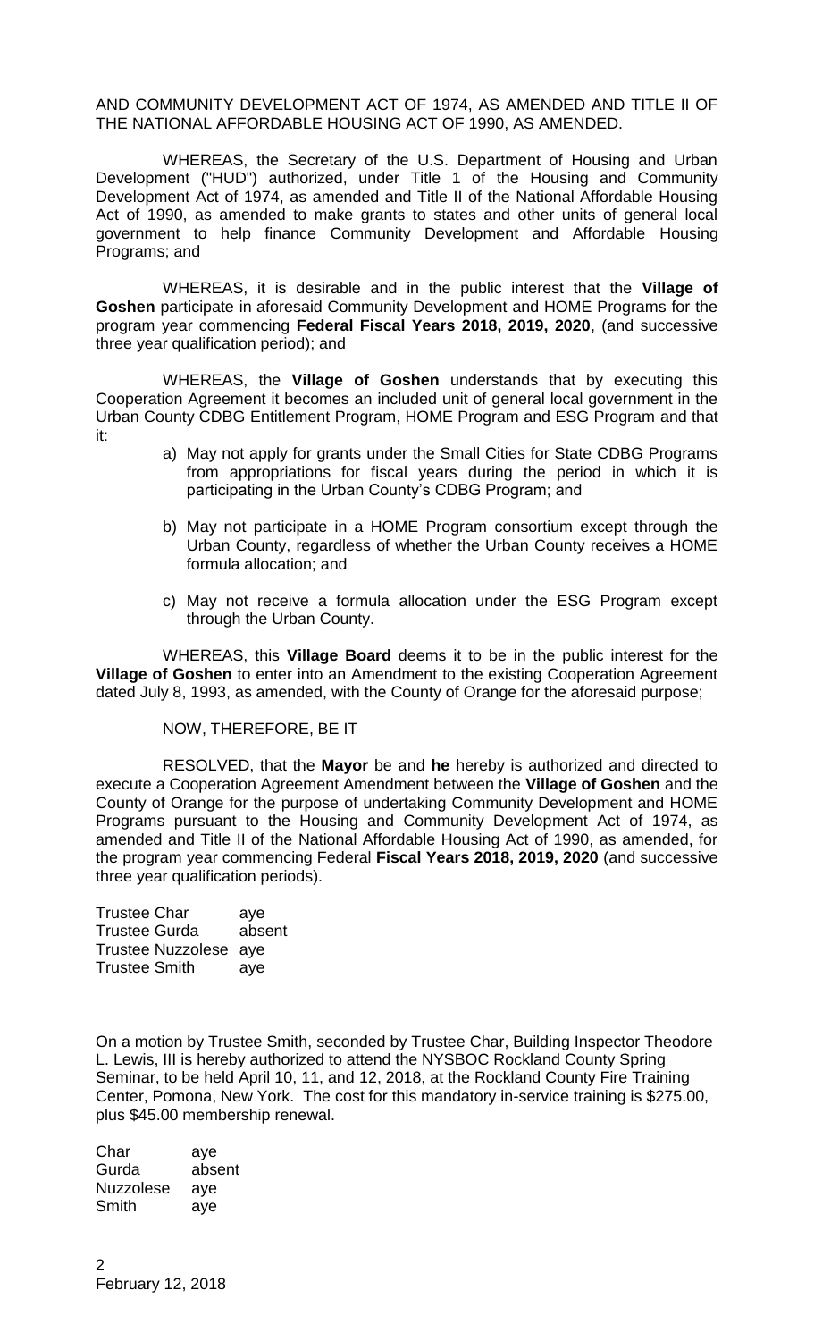AND COMMUNITY DEVELOPMENT ACT OF 1974, AS AMENDED AND TITLE II OF THE NATIONAL AFFORDABLE HOUSING ACT OF 1990, AS AMENDED.

WHEREAS, the Secretary of the U.S. Department of Housing and Urban Development ("HUD") authorized, under Title 1 of the Housing and Community Development Act of 1974, as amended and Title II of the National Affordable Housing Act of 1990, as amended to make grants to states and other units of general local government to help finance Community Development and Affordable Housing Programs; and

WHEREAS, it is desirable and in the public interest that the **Village of Goshen** participate in aforesaid Community Development and HOME Programs for the program year commencing **Federal Fiscal Years 2018, 2019, 2020**, (and successive three year qualification period); and

WHEREAS, the **Village of Goshen** understands that by executing this Cooperation Agreement it becomes an included unit of general local government in the Urban County CDBG Entitlement Program, HOME Program and ESG Program and that it:

a) May not apply for grants under the Small Cities for State CDBG Programs from appropriations for fiscal years during the period in which it is participating in the Urban County's CDBG Program; and

b) May not participate in a HOME Program consortium except through the Urban County, regardless of whether the Urban County receives a HOME formula allocation; and

c) May not receive a formula allocation under the ESG Program except through the Urban County.

WHEREAS, this **Village Board** deems it to be in the public interest for the **Village of Goshen** to enter into an Amendment to the existing Cooperation Agreement dated July 8, 1993, as amended, with the County of Orange for the aforesaid purpose;

NOW, THEREFORE, BE IT

RESOLVED, that the **Mayor** be and **he** hereby is authorized and directed to execute a Cooperation Agreement Amendment between the **Village of Goshen** and the County of Orange for the purpose of undertaking Community Development and HOME Programs pursuant to the Housing and Community Development Act of 1974, as amended and Title II of the National Affordable Housing Act of 1990, as amended, for the program year commencing Federal **Fiscal Years 2018, 2019, 2020** (and successive three year qualification periods).

| | |
|---|---|
| Trustee Char | aye |
| Trustee Gurda | absent |
| Trustee Nuzzolese | aye |
| Trustee Smith | aye |

On a motion by Trustee Smith, seconded by Trustee Char, Building Inspector Theodore L. Lewis, III is hereby authorized to attend the NYSBOC Rockland County Spring Seminar, to be held April 10, 11, and 12, 2018, at the Rockland County Fire Training Center, Pomona, New York. The cost for this mandatory in-service training is $275.00, plus $45.00 membership renewal.

| | |
|---|---|
| Char | aye |
| Gurda | absent |
| Nuzzolese | aye |
| Smith | aye |

February 12, 2018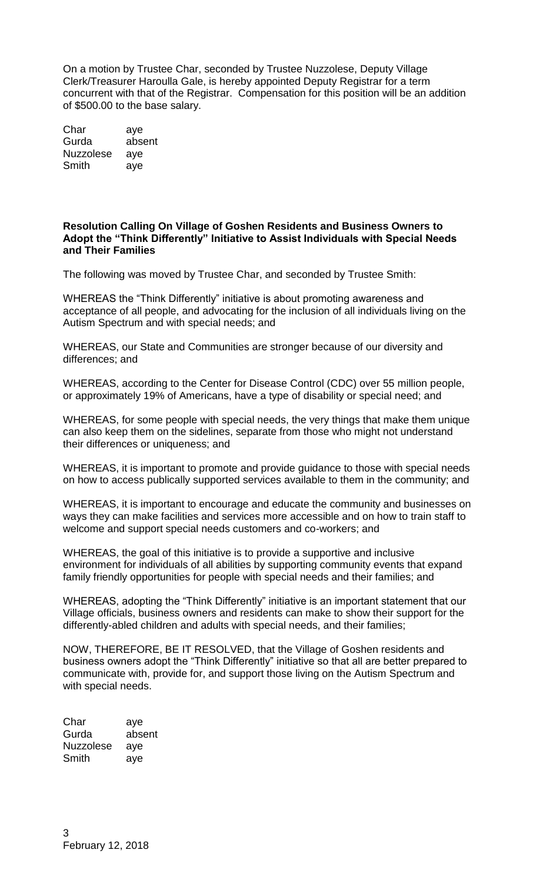On a motion by Trustee Char, seconded by Trustee Nuzzolese, Deputy Village Clerk/Treasurer Haroulla Gale, is hereby appointed Deputy Registrar for a term concurrent with that of the Registrar. Compensation for this position will be an addition of $500.00 to the base salary.

| | |
|---|---|
| Char | aye |
| Gurda | absent |
| Nuzzolese | aye |
| Smith | aye |

**Resolution Calling On Village of Goshen Residents and Business Owners to Adopt the "Think Differently" Initiative to Assist Individuals with Special Needs and Their Families**

The following was moved by Trustee Char, and seconded by Trustee Smith:

WHEREAS the "Think Differently" initiative is about promoting awareness and acceptance of all people, and advocating for the inclusion of all individuals living on the Autism Spectrum and with special needs; and

WHEREAS, our State and Communities are stronger because of our diversity and differences; and

WHEREAS, according to the Center for Disease Control (CDC) over 55 million people, or approximately 19% of Americans, have a type of disability or special need; and

WHEREAS, for some people with special needs, the very things that make them unique can also keep them on the sidelines, separate from those who might not understand their differences or uniqueness; and

WHEREAS, it is important to promote and provide guidance to those with special needs on how to access publically supported services available to them in the community; and

WHEREAS, it is important to encourage and educate the community and businesses on ways they can make facilities and services more accessible and on how to train staff to welcome and support special needs customers and co-workers; and

WHEREAS, the goal of this initiative is to provide a supportive and inclusive environment for individuals of all abilities by supporting community events that expand family friendly opportunities for people with special needs and their families; and

WHEREAS, adopting the "Think Differently" initiative is an important statement that our Village officials, business owners and residents can make to show their support for the differently-abled children and adults with special needs, and their families;

NOW, THEREFORE, BE IT RESOLVED, that the Village of Goshen residents and business owners adopt the "Think Differently" initiative so that all are better prepared to communicate with, provide for, and support those living on the Autism Spectrum and with special needs.

| | |
|---|---|
| Char | aye |
| Gurda | absent |
| Nuzzolese | aye |
| Smith | aye |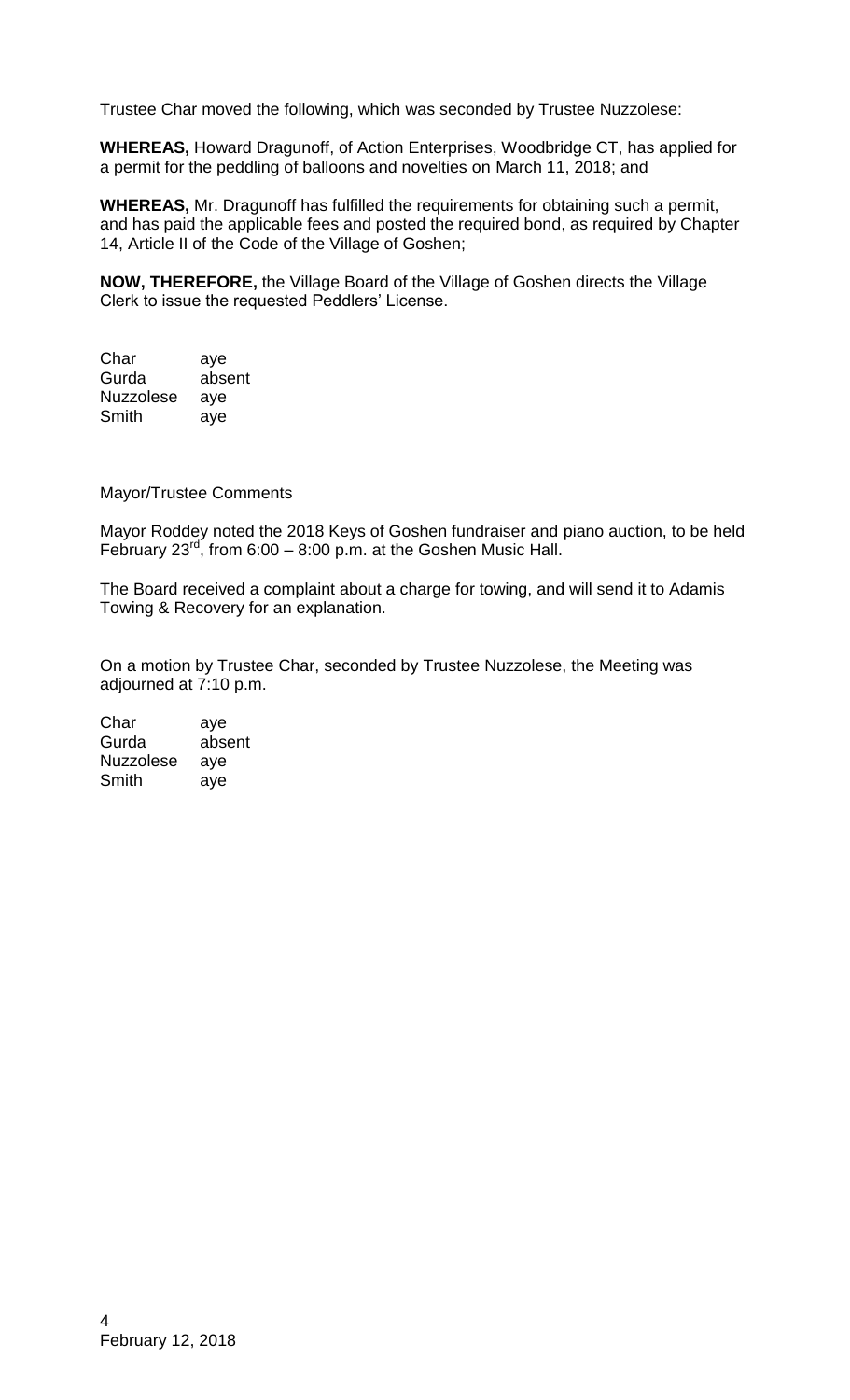Trustee Char moved the following, which was seconded by Trustee Nuzzolese:

**WHEREAS,** Howard Dragunoff, of Action Enterprises, Woodbridge CT, has applied for a permit for the peddling of balloons and novelties on March 11, 2018; and

**WHEREAS,** Mr. Dragunoff has fulfilled the requirements for obtaining such a permit, and has paid the applicable fees and posted the required bond, as required by Chapter 14, Article II of the Code of the Village of Goshen;

**NOW, THEREFORE,** the Village Board of the Village of Goshen directs the Village Clerk to issue the requested Peddlers' License.

| | |
|---|---|
| Char | aye |
| Gurda | absent |
| Nuzzolese | aye |
| Smith | aye |

Mayor/Trustee Comments

Mayor Roddey noted the 2018 Keys of Goshen fundraiser and piano auction, to be held February 23rd, from 6:00 – 8:00 p.m. at the Goshen Music Hall.

The Board received a complaint about a charge for towing, and will send it to Adamis Towing & Recovery for an explanation.

On a motion by Trustee Char, seconded by Trustee Nuzzolese, the Meeting was adjourned at 7:10 p.m.

| | |
|---|---|
| Char | aye |
| Gurda | absent |
| Nuzzolese | aye |
| Smith | aye |

February 12, 2018